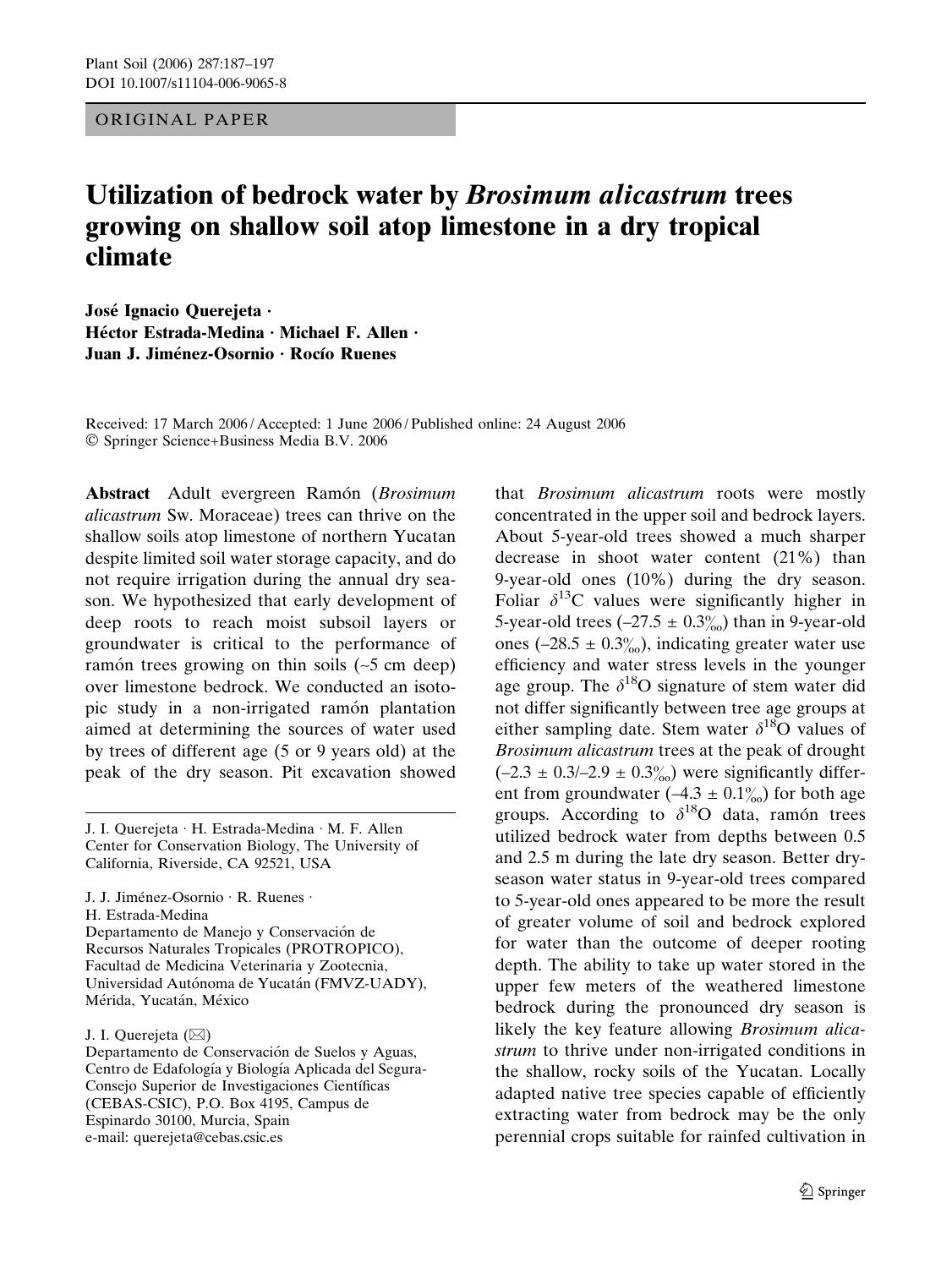ORIGINAL PAPER

# Utilization of bedrock water by *Brosimum alicastrum* trees growing on shallow soil atop limestone in a dry tropical climate

**José Ignacio Querejeta · Héctor Estrada-Medina · Michael F. Allen · Juan J. Jiménez-Osornio · Rocío Ruenes**

Received: 17 March 2006 / Accepted: 1 June 2006 / Published online: 24 August 2006
© Springer Science+Business Media B.V. 2006

**Abstract** Adult evergreen Ramón (*Brosimum alicastrum* Sw. Moraceae) trees can thrive on the shallow soils atop limestone of northern Yucatan despite limited soil water storage capacity, and do not require irrigation during the annual dry season. We hypothesized that early development of deep roots to reach moist subsoil layers or groundwater is critical to the performance of ramón trees growing on thin soils (~5 cm deep) over limestone bedrock. We conducted an isotopic study in a non-irrigated ramón plantation aimed at determining the sources of water used by trees of different age (5 or 9 years old) at the peak of the dry season. Pit excavation showed that *Brosimum alicastrum* roots were mostly concentrated in the upper soil and bedrock layers. About 5-year-old trees showed a much sharper decrease in shoot water content (21%) than 9-year-old ones (10%) during the dry season. Foliar $\delta^{13}C$ values were significantly higher in 5-year-old trees (–27.5 ± 0.3‰) than in 9-year-old ones (–28.5 ± 0.3‰), indicating greater water use efficiency and water stress levels in the younger age group. The $\delta^{18}O$ signature of stem water did not differ significantly between tree age groups at either sampling date. Stem water $\delta^{18}O$ values of *Brosimum alicastrum* trees at the peak of drought (–2.3 ± 0.3/–2.9 ± 0.3‰) were significantly different from groundwater (–4.3 ± 0.1‰) for both age groups. According to $\delta^{18}O$ data, ramón trees utilized bedrock water from depths between 0.5 and 2.5 m during the late dry season. Better dry-season water status in 9-year-old trees compared to 5-year-old ones appeared to be more the result of greater volume of soil and bedrock explored for water than the outcome of deeper rooting depth. The ability to take up water stored in the upper few meters of the weathered limestone bedrock during the pronounced dry season is likely the key feature allowing *Brosimum alicastrum* to thrive under non-irrigated conditions in the shallow, rocky soils of the Yucatan. Locally adapted native tree species capable of efficiently extracting water from bedrock may be the only perennial crops suitable for rainfed cultivation in

---

J. I. Querejeta · H. Estrada-Medina · M. F. Allen
Center for Conservation Biology, The University of California, Riverside, CA 92521, USA

J. J. Jiménez-Osornio · R. Ruenes ·
H. Estrada-Medina
Departamento de Manejo y Conservación de Recursos Naturales Tropicales (PROTROPICO), Facultad de Medicina Veterinaria y Zootecnia, Universidad Autónoma de Yucatán (FMVZ-UADY), Mérida, Yucatán, México

J. I. Querejeta (✉)
Departamento de Conservación de Suelos y Aguas, Centro de Edafología y Biología Aplicada del Segura-Consejo Superior de Investigaciones Científicas (CEBAS-CSIC), P.O. Box 4195, Campus de Espinardo 30100, Murcia, Spain
e-mail: querejeta@cebas.csic.es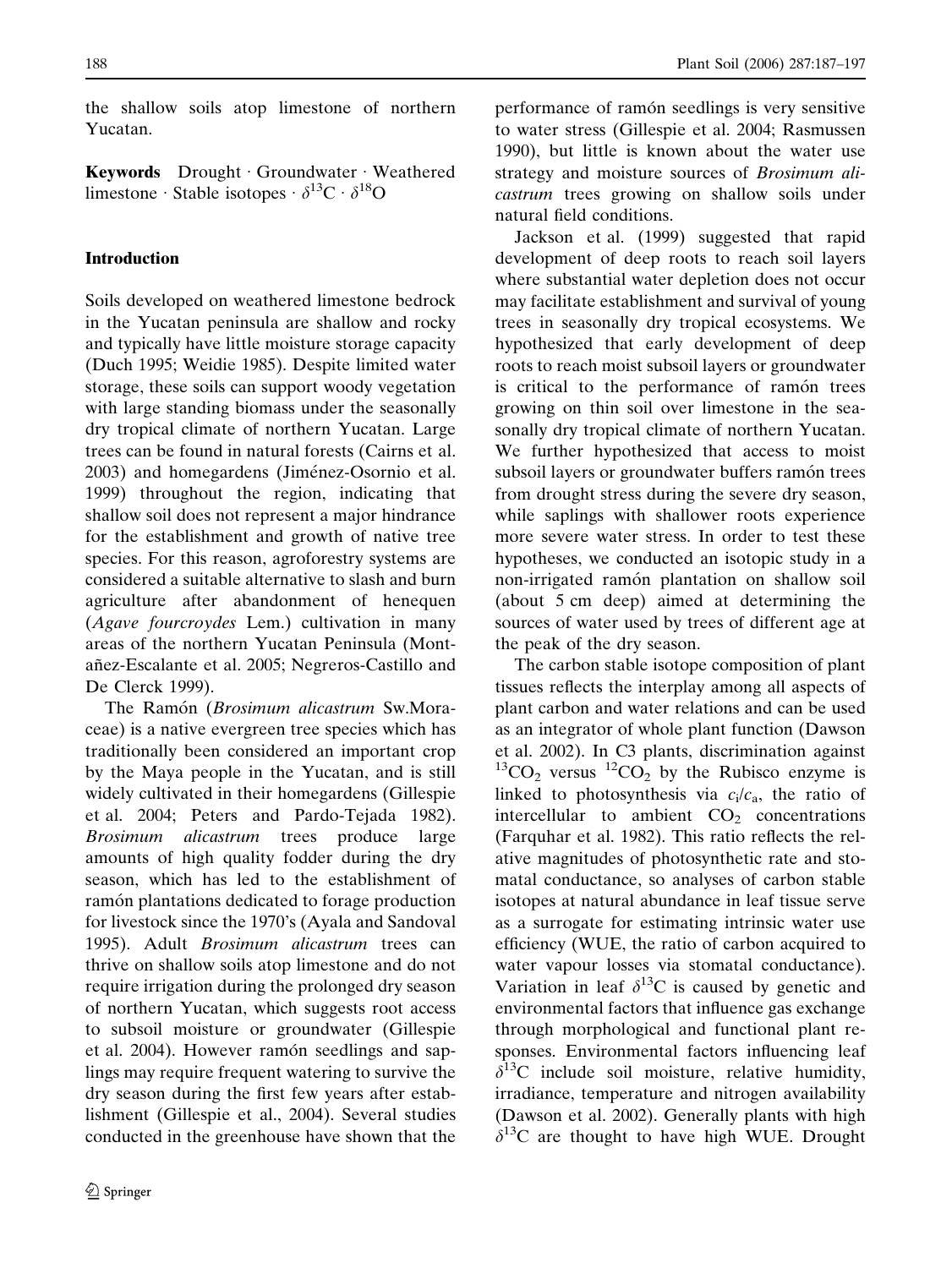the shallow soils atop limestone of northern Yucatan.

**Keywords** Drought · Groundwater · Weathered limestone · Stable isotopes · $\delta^{13}C$ · $\delta^{18}O$

## Introduction

Soils developed on weathered limestone bedrock in the Yucatan peninsula are shallow and rocky and typically have little moisture storage capacity (Duch 1995; Weidie 1985). Despite limited water storage, these soils can support woody vegetation with large standing biomass under the seasonally dry tropical climate of northern Yucatan. Large trees can be found in natural forests (Cairns et al. 2003) and homegardens (Jiménez-Osornio et al. 1999) throughout the region, indicating that shallow soil does not represent a major hindrance for the establishment and growth of native tree species. For this reason, agroforestry systems are considered a suitable alternative to slash and burn agriculture after abandonment of henequen (*Agave fourcroydes* Lem.) cultivation in many areas of the northern Yucatan Peninsula (Montañez-Escalante et al. 2005; Negreros-Castillo and De Clerck 1999).

The Ramón (*Brosimum alicastrum* Sw.Moraceae) is a native evergreen tree species which has traditionally been considered an important crop by the Maya people in the Yucatan, and is still widely cultivated in their homegardens (Gillespie et al. 2004; Peters and Pardo-Tejada 1982). *Brosimum alicastrum* trees produce large amounts of high quality fodder during the dry season, which has led to the establishment of ramón plantations dedicated to forage production for livestock since the 1970's (Ayala and Sandoval 1995). Adult *Brosimum alicastrum* trees can thrive on shallow soils atop limestone and do not require irrigation during the prolonged dry season of northern Yucatan, which suggests root access to subsoil moisture or groundwater (Gillespie et al. 2004). However ramón seedlings and saplings may require frequent watering to survive the dry season during the first few years after establishment (Gillespie et al., 2004). Several studies conducted in the greenhouse have shown that the performance of ramón seedlings is very sensitive to water stress (Gillespie et al. 2004; Rasmussen 1990), but little is known about the water use strategy and moisture sources of *Brosimum alicastrum* trees growing on shallow soils under natural field conditions.

Jackson et al. (1999) suggested that rapid development of deep roots to reach soil layers where substantial water depletion does not occur may facilitate establishment and survival of young trees in seasonally dry tropical ecosystems. We hypothesized that early development of deep roots to reach moist subsoil layers or groundwater is critical to the performance of ramón trees growing on thin soil over limestone in the seasonally dry tropical climate of northern Yucatan. We further hypothesized that access to moist subsoil layers or groundwater buffers ramón trees from drought stress during the severe dry season, while saplings with shallower roots experience more severe water stress. In order to test these hypotheses, we conducted an isotopic study in a non-irrigated ramón plantation on shallow soil (about 5 cm deep) aimed at determining the sources of water used by trees of different age at the peak of the dry season.

The carbon stable isotope composition of plant tissues reflects the interplay among all aspects of plant carbon and water relations and can be used as an integrator of whole plant function (Dawson et al. 2002). In C3 plants, discrimination against $^{13}CO_2$ versus $^{12}CO_2$ by the Rubisco enzyme is linked to photosynthesis via $c_i/c_a$, the ratio of intercellular to ambient $CO_2$ concentrations (Farquhar et al. 1982). This ratio reflects the relative magnitudes of photosynthetic rate and stomatal conductance, so analyses of carbon stable isotopes at natural abundance in leaf tissue serve as a surrogate for estimating intrinsic water use efficiency (WUE, the ratio of carbon acquired to water vapour losses via stomatal conductance). Variation in leaf $\delta^{13}C$ is caused by genetic and environmental factors that influence gas exchange through morphological and functional plant responses. Environmental factors influencing leaf $\delta^{13}C$ include soil moisture, relative humidity, irradiance, temperature and nitrogen availability (Dawson et al. 2002). Generally plants with high $\delta^{13}C$ are thought to have high WUE. Drought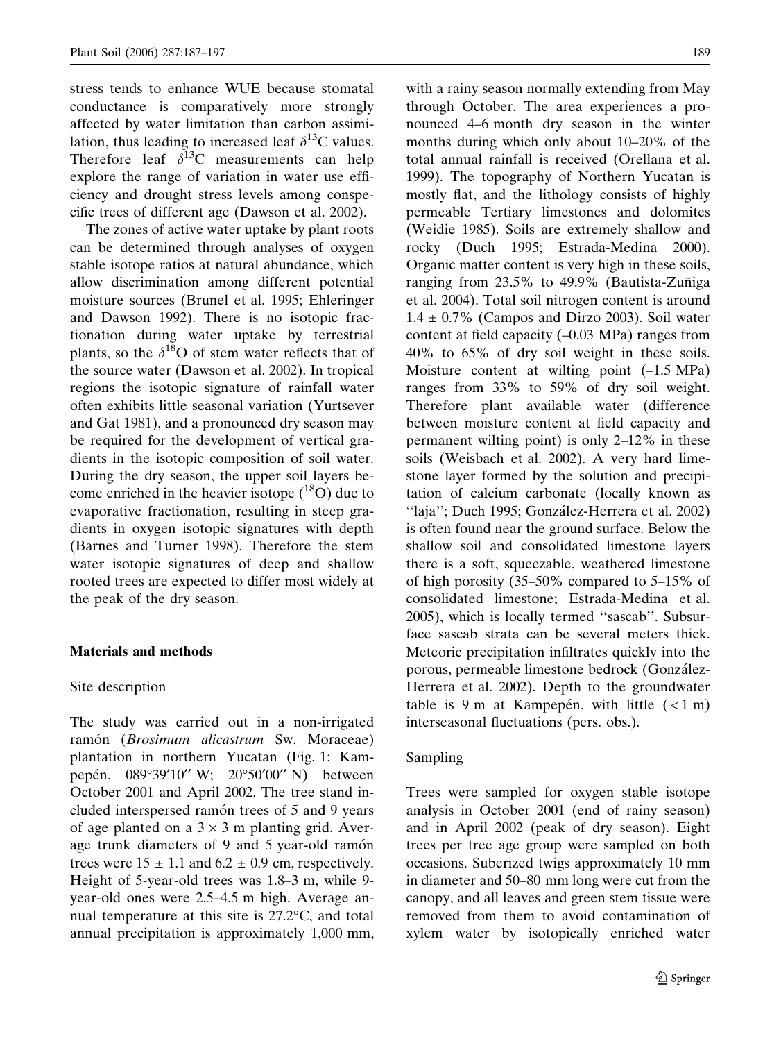stress tends to enhance WUE because stomatal conductance is comparatively more strongly affected by water limitation than carbon assimilation, thus leading to increased leaf $\delta^{13}C$ values. Therefore leaf $\delta^{13}C$ measurements can help explore the range of variation in water use efficiency and drought stress levels among conspecific trees of different age (Dawson et al. 2002).

The zones of active water uptake by plant roots can be determined through analyses of oxygen stable isotope ratios at natural abundance, which allow discrimination among different potential moisture sources (Brunel et al. 1995; Ehleringer and Dawson 1992). There is no isotopic fractionation during water uptake by terrestrial plants, so the $\delta^{18}O$ of stem water reflects that of the source water (Dawson et al. 2002). In tropical regions the isotopic signature of rainfall water often exhibits little seasonal variation (Yurtsever and Gat 1981), and a pronounced dry season may be required for the development of vertical gradients in the isotopic composition of soil water. During the dry season, the upper soil layers become enriched in the heavier isotope ($^{18}O$) due to evaporative fractionation, resulting in steep gradients in oxygen isotopic signatures with depth (Barnes and Turner 1998). Therefore the stem water isotopic signatures of deep and shallow rooted trees are expected to differ most widely at the peak of the dry season.

## Materials and methods

### Site description

The study was carried out in a non-irrigated ramón (*Brosimum alicastrum* Sw. Moraceae) plantation in northern Yucatan (Fig. 1: Kampepén, 089°39′10″ W; 20°50′00″ N) between October 2001 and April 2002. The tree stand included interspersed ramón trees of 5 and 9 years of age planted on a $3 \times 3$ m planting grid. Average trunk diameters of 9 and 5 year-old ramón trees were $15 \pm 1.1$ and $6.2 \pm 0.9$ cm, respectively. Height of 5-year-old trees was 1.8–3 m, while 9-year-old ones were 2.5–4.5 m high. Average annual temperature at this site is 27.2°C, and total annual precipitation is approximately 1,000 mm, with a rainy season normally extending from May through October. The area experiences a pronounced 4–6 month dry season in the winter months during which only about 10–20% of the total annual rainfall is received (Orellana et al. 1999). The topography of Northern Yucatan is mostly flat, and the lithology consists of highly permeable Tertiary limestones and dolomites (Weidie 1985). Soils are extremely shallow and rocky (Duch 1995; Estrada-Medina 2000). Organic matter content is very high in these soils, ranging from 23.5% to 49.9% (Bautista-Zuñiga et al. 2004). Total soil nitrogen content is around $1.4 \pm 0.7\%$ (Campos and Dirzo 2003). Soil water content at field capacity (–0.03 MPa) ranges from 40% to 65% of dry soil weight in these soils. Moisture content at wilting point (–1.5 MPa) ranges from 33% to 59% of dry soil weight. Therefore plant available water (difference between moisture content at field capacity and permanent wilting point) is only 2–12% in these soils (Weisbach et al. 2002). A very hard limestone layer formed by the solution and precipitation of calcium carbonate (locally known as ''laja''; Duch 1995; González-Herrera et al. 2002) is often found near the ground surface. Below the shallow soil and consolidated limestone layers there is a soft, squeezable, weathered limestone of high porosity (35–50% compared to 5–15% of consolidated limestone; Estrada-Medina et al. 2005), which is locally termed ''sascab''. Subsurface sascab strata can be several meters thick. Meteoric precipitation infiltrates quickly into the porous, permeable limestone bedrock (González-Herrera et al. 2002). Depth to the groundwater table is 9 m at Kampepén, with little ($<1$ m) interseasonal fluctuations (pers. obs.).

### Sampling

Trees were sampled for oxygen stable isotope analysis in October 2001 (end of rainy season) and in April 2002 (peak of dry season). Eight trees per tree age group were sampled on both occasions. Suberized twigs approximately 10 mm in diameter and 50–80 mm long were cut from the canopy, and all leaves and green stem tissue were removed from them to avoid contamination of xylem water by isotopically enriched water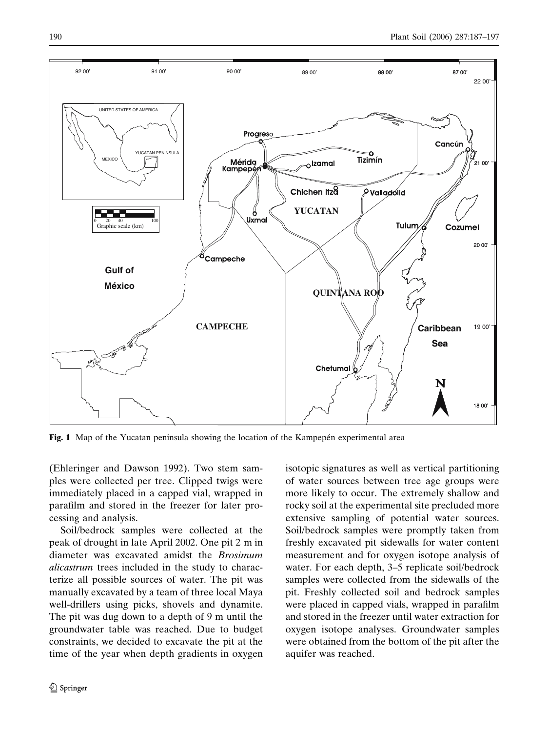Fig. 1 Map of the Yucatan peninsula showing the location of the Kampepén experimental area

(Ehleringer and Dawson 1992). Two stem samples were collected per tree. Clipped twigs were immediately placed in a capped vial, wrapped in parafilm and stored in the freezer for later processing and analysis.

Soil/bedrock samples were collected at the peak of drought in late April 2002. One pit 2 m in diameter was excavated amidst the *Brosimum alicastrum* trees included in the study to characterize all possible sources of water. The pit was manually excavated by a team of three local Maya well-drillers using picks, shovels and dynamite. The pit was dug down to a depth of 9 m until the groundwater table was reached. Due to budget constraints, we decided to excavate the pit at the time of the year when depth gradients in oxygen isotopic signatures as well as vertical partitioning of water sources between tree age groups were more likely to occur. The extremely shallow and rocky soil at the experimental site precluded more extensive sampling of potential water sources. Soil/bedrock samples were promptly taken from freshly excavated pit sidewalls for water content measurement and for oxygen isotope analysis of water. For each depth, 3–5 replicate soil/bedrock samples were collected from the sidewalls of the pit. Freshly collected soil and bedrock samples were placed in capped vials, wrapped in parafilm and stored in the freezer until water extraction for oxygen isotope analyses. Groundwater samples were obtained from the bottom of the pit after the aquifer was reached.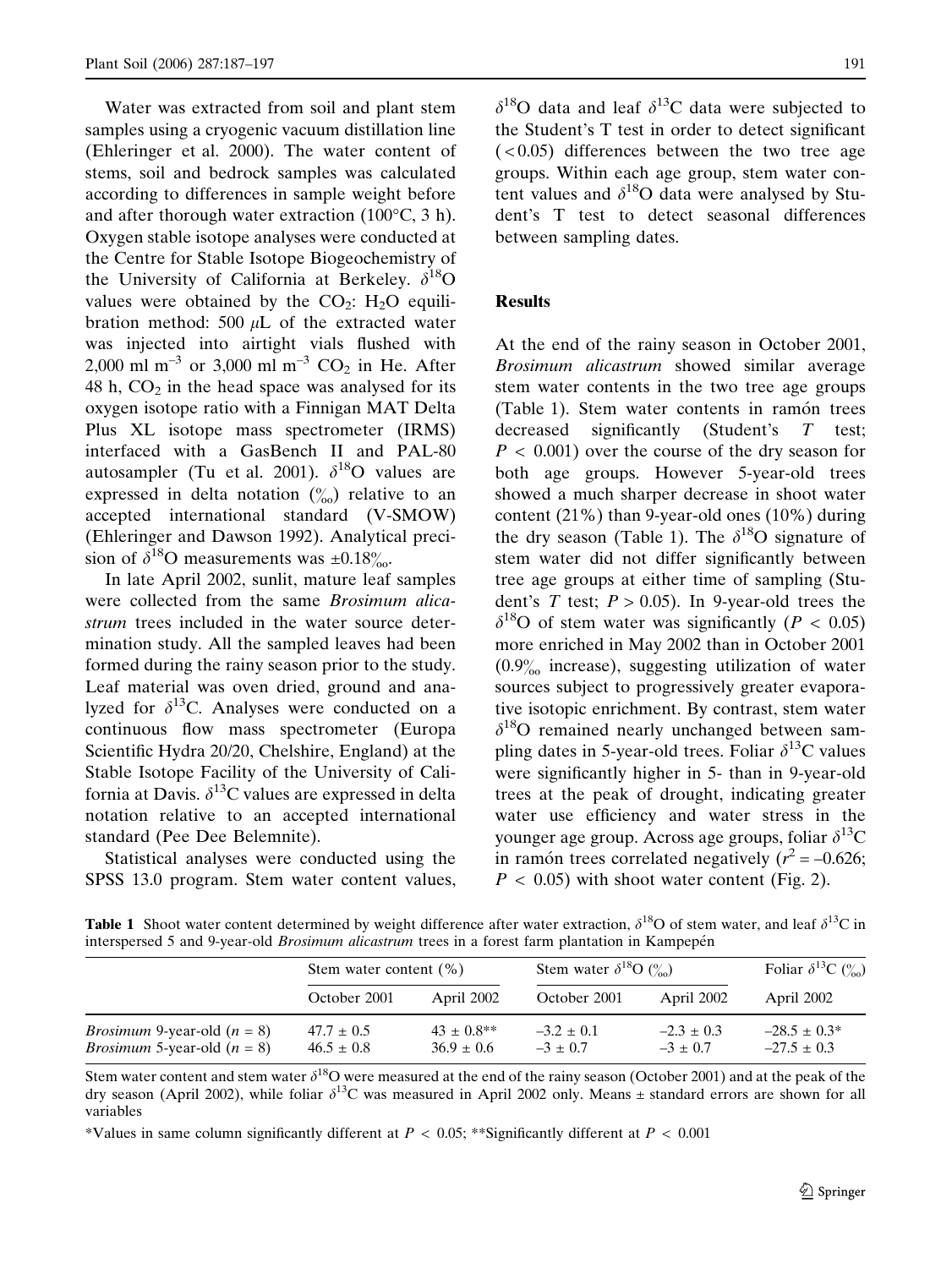Water was extracted from soil and plant stem samples using a cryogenic vacuum distillation line (Ehleringer et al. 2000). The water content of stems, soil and bedrock samples was calculated according to differences in sample weight before and after thorough water extraction (100°C, 3 h). Oxygen stable isotope analyses were conducted at the Centre for Stable Isotope Biogeochemistry of the University of California at Berkeley. $\delta^{18}O$ values were obtained by the $CO_2$: $H_2O$ equilibration method: 500 $\mu$L of the extracted water was injected into airtight vials flushed with 2,000 ml m$^{-3}$ or 3,000 ml m$^{-3}$ $CO_2$ in He. After 48 h, $CO_2$ in the head space was analysed for its oxygen isotope ratio with a Finnigan MAT Delta Plus XL isotope mass spectrometer (IRMS) interfaced with a GasBench II and PAL-80 autosampler (Tu et al. 2001). $\delta^{18}O$ values are expressed in delta notation (‰) relative to an accepted international standard (V-SMOW) (Ehleringer and Dawson 1992). Analytical precision of $\delta^{18}O$ measurements was ±0.18‰.

In late April 2002, sunlit, mature leaf samples were collected from the same *Brosimum alicastrum* trees included in the water source determination study. All the sampled leaves had been formed during the rainy season prior to the study. Leaf material was oven dried, ground and analyzed for $\delta^{13}C$. Analyses were conducted on a continuous flow mass spectrometer (Europa Scientific Hydra 20/20, Chelshire, England) at the Stable Isotope Facility of the University of California at Davis. $\delta^{13}C$ values are expressed in delta notation relative to an accepted international standard (Pee Dee Belemnite).

Statistical analyses were conducted using the SPSS 13.0 program. Stem water content values, $\delta^{18}O$ data and leaf $\delta^{13}C$ data were subjected to the Student's T test in order to detect significant (<0.05) differences between the two tree age groups. Within each age group, stem water content values and $\delta^{18}O$ data were analysed by Student's T test to detect seasonal differences between sampling dates.

## Results

At the end of the rainy season in October 2001, *Brosimum alicastrum* showed similar average stem water contents in the two tree age groups (Table 1). Stem water contents in ramón trees decreased significantly (Student's *T* test; $P < 0.001$) over the course of the dry season for both age groups. However 5-year-old trees showed a much sharper decrease in shoot water content (21%) than 9-year-old ones (10%) during the dry season (Table 1). The $\delta^{18}O$ signature of stem water did not differ significantly between tree age groups at either time of sampling (Student's *T* test; $P > 0.05$). In 9-year-old trees the $\delta^{18}O$ of stem water was significantly ($P < 0.05$) more enriched in May 2002 than in October 2001 (0.9‰ increase), suggesting utilization of water sources subject to progressively greater evaporative isotopic enrichment. By contrast, stem water $\delta^{18}O$ remained nearly unchanged between sampling dates in 5-year-old trees. Foliar $\delta^{13}C$ values were significantly higher in 5- than in 9-year-old trees at the peak of drought, indicating greater water use efficiency and water stress in the younger age group. Across age groups, foliar $\delta^{13}C$ in ramón trees correlated negatively ($r^2 = -0.626$; $P < 0.05$) with shoot water content (Fig. 2).

**Table 1** Shoot water content determined by weight difference after water extraction, $\delta^{18}O$ of stem water, and leaf $\delta^{13}C$ in interspersed 5 and 9-year-old *Brosimum alicastrum* trees in a forest farm plantation in Kampepén

| | Stem water content (%) | | Stem water $\delta^{18}O$ (‰) | | Foliar $\delta^{13}C$ (‰) |
|---|---|---|---|---|---|
| | October 2001 | April 2002 | October 2001 | April 2002 | April 2002 |
| *Brosimum* 9-year-old ($n$ = 8) | 47.7 ± 0.5 | 43 ± 0.8** | –3.2 ± 0.1 | –2.3 ± 0.3 | –28.5 ± 0.3* |
| *Brosimum* 5-year-old ($n$ = 8) | 46.5 ± 0.8 | 36.9 ± 0.6 | –3 ± 0.7 | –3 ± 0.7 | –27.5 ± 0.3 |

Stem water content and stem water $\delta^{18}O$ were measured at the end of the rainy season (October 2001) and at the peak of the dry season (April 2002), while foliar $\delta^{13}C$ was measured in April 2002 only. Means ± standard errors are shown for all variables

*Values in same column significantly different at $P < 0.05$; **Significantly different at $P < 0.001$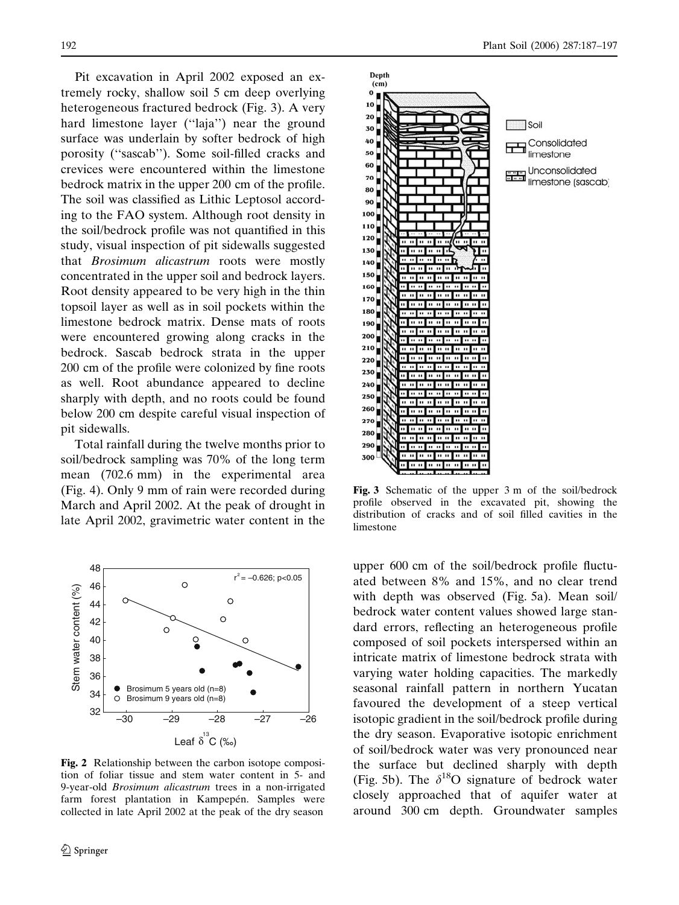Pit excavation in April 2002 exposed an extremely rocky, shallow soil 5 cm deep overlying heterogeneous fractured bedrock (Fig. 3). A very hard limestone layer ("laja") near the ground surface was underlain by softer bedrock of high porosity ("sascab"). Some soil-filled cracks and crevices were encountered within the limestone bedrock matrix in the upper 200 cm of the profile. The soil was classified as Lithic Leptosol according to the FAO system. Although root density in the soil/bedrock profile was not quantified in this study, visual inspection of pit sidewalls suggested that *Brosimum alicastrum* roots were mostly concentrated in the upper soil and bedrock layers. Root density appeared to be very high in the thin topsoil layer as well as in soil pockets within the limestone bedrock matrix. Dense mats of roots were encountered growing along cracks in the bedrock. Sascab bedrock strata in the upper 200 cm of the profile were colonized by fine roots as well. Root abundance appeared to decline sharply with depth, and no roots could be found below 200 cm despite careful visual inspection of pit sidewalls.

Total rainfall during the twelve months prior to soil/bedrock sampling was 70% of the long term mean (702.6 mm) in the experimental area (Fig. 4). Only 9 mm of rain were recorded during March and April 2002. At the peak of drought in late April 2002, gravimetric water content in the upper 600 cm of the soil/bedrock profile fluctuated between 8% and 15%, and no clear trend with depth was observed (Fig. 5a). Mean soil/bedrock water content values showed large standard errors, reflecting an heterogeneous profile composed of soil pockets interspersed within an intricate matrix of limestone bedrock strata with varying water holding capacities. The markedly seasonal rainfall pattern in northern Yucatan favoured the development of a steep vertical isotopic gradient in the soil/bedrock profile during the dry season. Evaporative isotopic enrichment of soil/bedrock water was very pronounced near the surface but declined sharply with depth (Fig. 5b). The $\delta^{18}O$ signature of bedrock water closely approached that of aquifer water at around 300 cm depth. Groundwater samples

**Fig. 2** Relationship between the carbon isotope composition of foliar tissue and stem water content in 5- and 9-year-old *Brosimum alicastrum* trees in a non-irrigated farm forest plantation in Kampepén. Samples were collected in late April 2002 at the peak of the dry season

**Fig. 3** Schematic of the upper 3 m of the soil/bedrock profile observed in the excavated pit, showing the distribution of cracks and of soil filled cavities in the limestone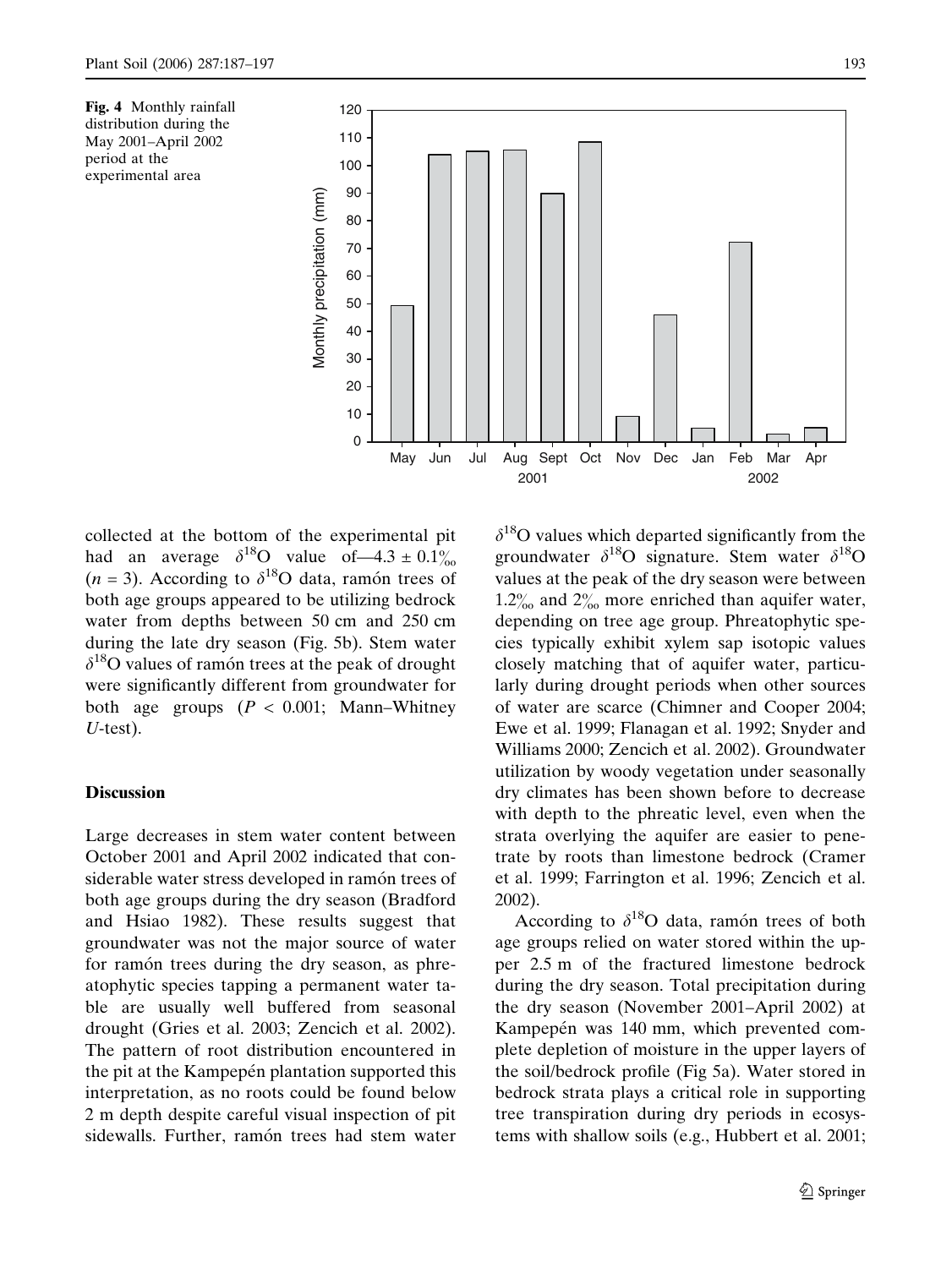**Fig. 4** Monthly rainfall distribution during the May 2001–April 2002 period at the experimental area

collected at the bottom of the experimental pit had an average $\delta^{18}$O value of—4.3 ± 0.1‰ ($n = 3$). According to $\delta^{18}$O data, ramón trees of both age groups appeared to be utilizing bedrock water from depths between 50 cm and 250 cm during the late dry season (Fig. 5b). Stem water $\delta^{18}$O values of ramón trees at the peak of drought were significantly different from groundwater for both age groups ($P < 0.001$; Mann–Whitney $U$-test).

## Discussion

Large decreases in stem water content between October 2001 and April 2002 indicated that considerable water stress developed in ramón trees of both age groups during the dry season (Bradford and Hsiao 1982). These results suggest that groundwater was not the major source of water for ramón trees during the dry season, as phreatophytic species tapping a permanent water table are usually well buffered from seasonal drought (Gries et al. 2003; Zencich et al. 2002). The pattern of root distribution encountered in the pit at the Kampepén plantation supported this interpretation, as no roots could be found below 2 m depth despite careful visual inspection of pit sidewalls. Further, ramón trees had stem water $\delta^{18}$O values which departed significantly from the groundwater $\delta^{18}$O signature. Stem water $\delta^{18}$O values at the peak of the dry season were between 1.2‰ and 2‰ more enriched than aquifer water, depending on tree age group. Phreatophytic species typically exhibit xylem sap isotopic values closely matching that of aquifer water, particularly during drought periods when other sources of water are scarce (Chimner and Cooper 2004; Ewe et al. 1999; Flanagan et al. 1992; Snyder and Williams 2000; Zencich et al. 2002). Groundwater utilization by woody vegetation under seasonally dry climates has been shown before to decrease with depth to the phreatic level, even when the strata overlying the aquifer are easier to penetrate by roots than limestone bedrock (Cramer et al. 1999; Farrington et al. 1996; Zencich et al. 2002).

According to $\delta^{18}$O data, ramón trees of both age groups relied on water stored within the upper 2.5 m of the fractured limestone bedrock during the dry season. Total precipitation during the dry season (November 2001–April 2002) at Kampepén was 140 mm, which prevented complete depletion of moisture in the upper layers of the soil/bedrock profile (Fig 5a). Water stored in bedrock strata plays a critical role in supporting tree transpiration during dry periods in ecosystems with shallow soils (e.g., Hubbert et al. 2001;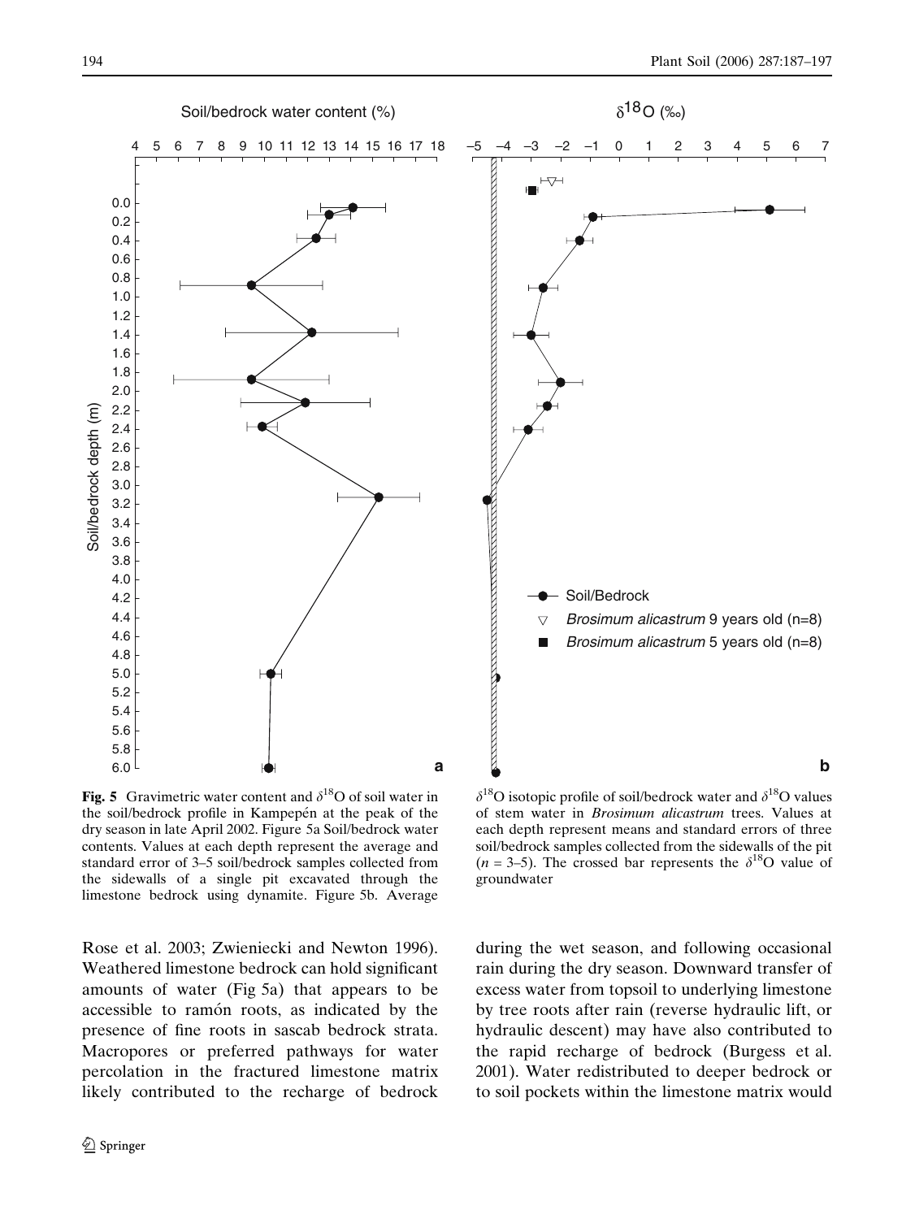**Fig. 5** Gravimetric water content and $\delta^{18}O$ of soil water in the soil/bedrock profile in Kampepén at the peak of the dry season in late April 2002. Figure 5a Soil/bedrock water contents. Values at each depth represent the average and standard error of 3–5 soil/bedrock samples collected from the sidewalls of a single pit excavated through the limestone bedrock using dynamite. Figure 5b. Average $\delta^{18}O$ isotopic profile of soil/bedrock water and $\delta^{18}O$ values of stem water in *Brosimum alicastrum* trees. Values at each depth represent means and standard errors of three soil/bedrock samples collected from the sidewalls of the pit ($n = 3$–5). The crossed bar represents the $\delta^{18}O$ value of groundwater

Rose et al. 2003; Zwieniecki and Newton 1996). Weathered limestone bedrock can hold significant amounts of water (Fig 5a) that appears to be accessible to ramón roots, as indicated by the presence of fine roots in sascab bedrock strata. Macropores or preferred pathways for water percolation in the fractured limestone matrix likely contributed to the recharge of bedrock during the wet season, and following occasional rain during the dry season. Downward transfer of excess water from topsoil to underlying limestone by tree roots after rain (reverse hydraulic lift, or hydraulic descent) may have also contributed to the rapid recharge of bedrock (Burgess et al. 2001). Water redistributed to deeper bedrock or to soil pockets within the limestone matrix would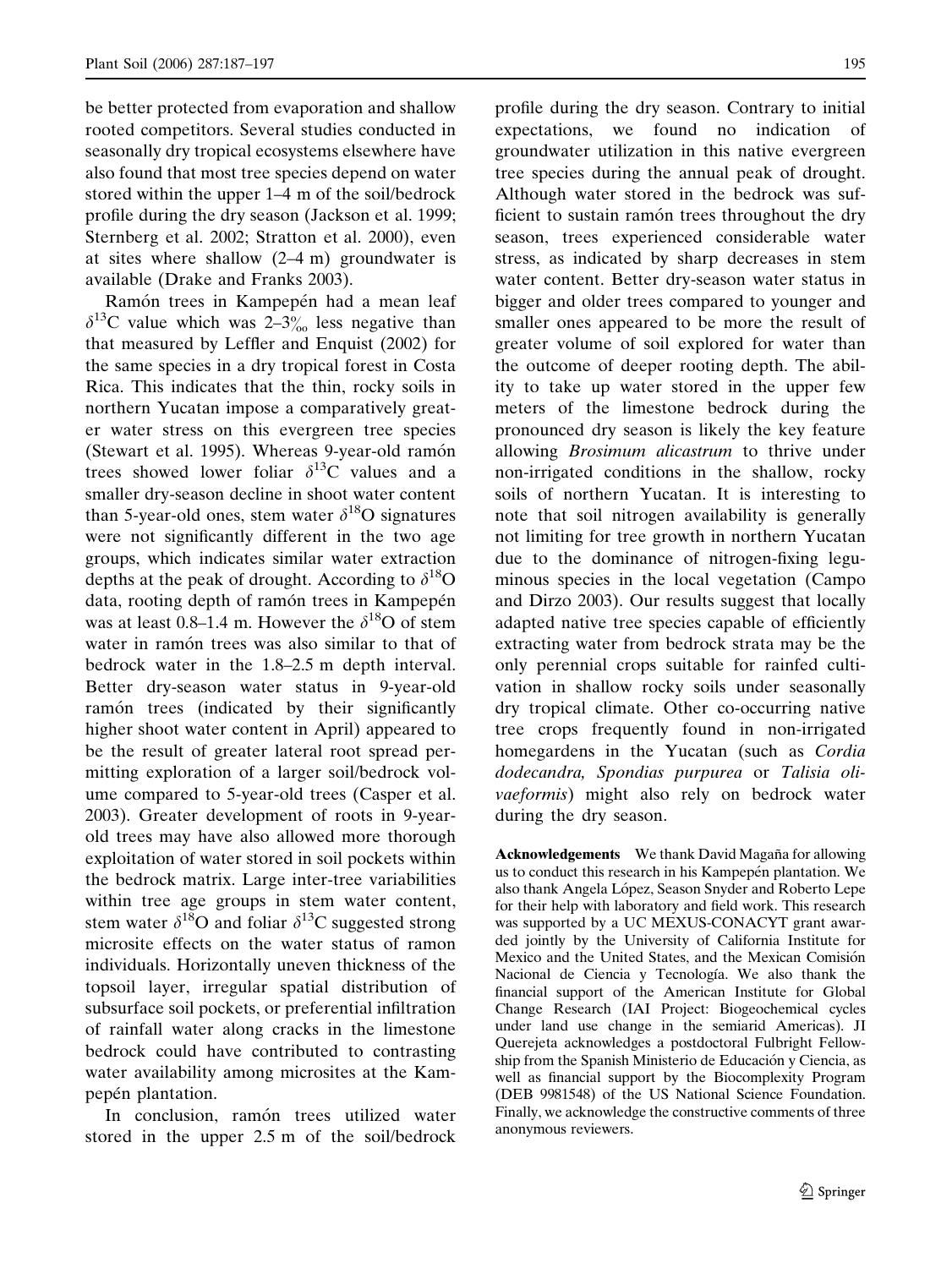be better protected from evaporation and shallow rooted competitors. Several studies conducted in seasonally dry tropical ecosystems elsewhere have also found that most tree species depend on water stored within the upper 1–4 m of the soil/bedrock profile during the dry season (Jackson et al. 1999; Sternberg et al. 2002; Stratton et al. 2000), even at sites where shallow (2–4 m) groundwater is available (Drake and Franks 2003).

Ramón trees in Kampepén had a mean leaf $\delta^{13}C$ value which was 2–3‰ less negative than that measured by Leffler and Enquist (2002) for the same species in a dry tropical forest in Costa Rica. This indicates that the thin, rocky soils in northern Yucatan impose a comparatively greater water stress on this evergreen tree species (Stewart et al. 1995). Whereas 9-year-old ramón trees showed lower foliar $\delta^{13}C$ values and a smaller dry-season decline in shoot water content than 5-year-old ones, stem water $\delta^{18}O$ signatures were not significantly different in the two age groups, which indicates similar water extraction depths at the peak of drought. According to $\delta^{18}O$ data, rooting depth of ramón trees in Kampepén was at least 0.8–1.4 m. However the $\delta^{18}O$ of stem water in ramón trees was also similar to that of bedrock water in the 1.8–2.5 m depth interval. Better dry-season water status in 9-year-old ramón trees (indicated by their significantly higher shoot water content in April) appeared to be the result of greater lateral root spread permitting exploration of a larger soil/bedrock volume compared to 5-year-old trees (Casper et al. 2003). Greater development of roots in 9-year-old trees may have also allowed more thorough exploitation of water stored in soil pockets within the bedrock matrix. Large inter-tree variabilities within tree age groups in stem water content, stem water $\delta^{18}O$ and foliar $\delta^{13}C$ suggested strong microsite effects on the water status of ramon individuals. Horizontally uneven thickness of the topsoil layer, irregular spatial distribution of subsurface soil pockets, or preferential infiltration of rainfall water along cracks in the limestone bedrock could have contributed to contrasting water availability among microsites at the Kampepén plantation.

In conclusion, ramón trees utilized water stored in the upper 2.5 m of the soil/bedrock profile during the dry season. Contrary to initial expectations, we found no indication of groundwater utilization in this native evergreen tree species during the annual peak of drought. Although water stored in the bedrock was sufficient to sustain ramón trees throughout the dry season, trees experienced considerable water stress, as indicated by sharp decreases in stem water content. Better dry-season water status in bigger and older trees compared to younger and smaller ones appeared to be more the result of greater volume of soil explored for water than the outcome of deeper rooting depth. The ability to take up water stored in the upper few meters of the limestone bedrock during the pronounced dry season is likely the key feature allowing *Brosimum alicastrum* to thrive under non-irrigated conditions in the shallow, rocky soils of northern Yucatan. It is interesting to note that soil nitrogen availability is generally not limiting for tree growth in northern Yucatan due to the dominance of nitrogen-fixing leguminous species in the local vegetation (Campo and Dirzo 2003). Our results suggest that locally adapted native tree species capable of efficiently extracting water from bedrock strata may be the only perennial crops suitable for rainfed cultivation in shallow rocky soils under seasonally dry tropical climate. Other co-occurring native tree crops frequently found in non-irrigated homegardens in the Yucatan (such as *Cordia dodecandra, Spondias purpurea* or *Talisia olivaeformis*) might also rely on bedrock water during the dry season.

**Acknowledgements** We thank David Magaña for allowing us to conduct this research in his Kampepén plantation. We also thank Angela López, Season Snyder and Roberto Lepe for their help with laboratory and field work. This research was supported by a UC MEXUS-CONACYT grant awarded jointly by the University of California Institute for Mexico and the United States, and the Mexican Comisión Nacional de Ciencia y Tecnología. We also thank the financial support of the American Institute for Global Change Research (IAI Project: Biogeochemical cycles under land use change in the semiarid Americas). JI Querejeta acknowledges a postdoctoral Fulbright Fellowship from the Spanish Ministerio de Educación y Ciencia, as well as financial support by the Biocomplexity Program (DEB 9981548) of the US National Science Foundation. Finally, we acknowledge the constructive comments of three anonymous reviewers.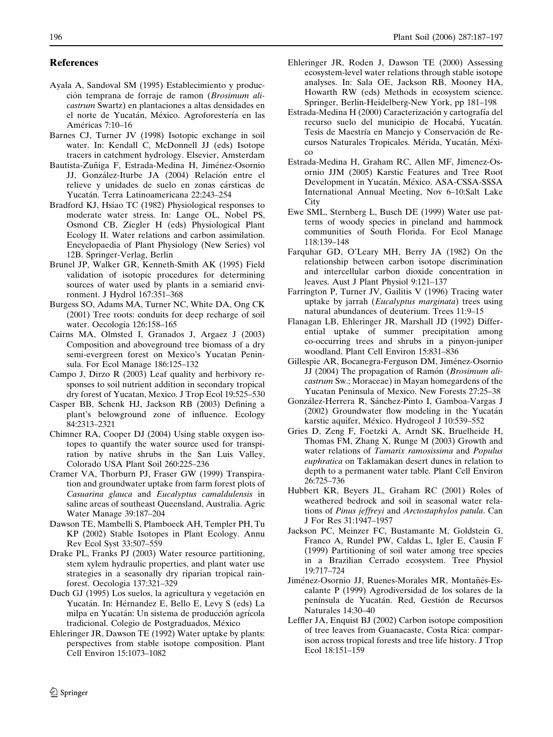## References

Ayala A, Sandoval SM (1995) Establecimiento y producción temprana de forraje de ramon (*Brosimum alicastrum* Swartz) en plantaciones a altas densidades en el norte de Yucatán, México. Agroforestería en las Américas 7:10–16

Barnes CJ, Turner JV (1998) Isotopic exchange in soil water. In: Kendall C, McDonnell JJ (eds) Isotope tracers in catchment hydrology. Elsevier, Amsterdam

Bautista-Zuñiga F, Estrada-Medina H, Jiménez-Osornio JJ, González-Iturbe JA (2004) Relación entre el relieve y unidades de suelo en zonas cársticas de Yucatán. Terra Latinoamericana 22:243–254

Bradford KJ, Hsiao TC (1982) Physiological responses to moderate water stress. In: Lange OL, Nobel PS, Osmond CB, Ziegler H (eds) Physiological Plant Ecology II. Water relations and carbon assimilation. Encyclopaedia of Plant Physiology (New Series) vol 12B. Springer-Verlag, Berlin

Brunel JP, Walker GR, Kenneth-Smith AK (1995) Field validation of isotopic procedures for determining sources of water used by plants in a semiarid environment. J Hydrol 167:351–368

Burgess SO, Adams MA, Turner NC, White DA, Ong CK (2001) Tree roots: conduits for deep recharge of soil water. Oecologia 126:158–165

Cairns MA, Olmsted I, Granados J, Argaez J (2003) Composition and aboveground tree biomass of a dry semi-evergreen forest on Mexico's Yucatan Peninsula. For Ecol Manage 186:125–132

Campo J, Dirzo R (2003) Leaf quality and herbivory responses to soil nutrient addition in secondary tropical dry forest of Yucatan, Mexico. J Trop Ecol 19:525–530

Casper BB, Schenk HJ, Jackson RB (2003) Defining a plant's belowground zone of influence. Ecology 84:2313–2321

Chimner RA, Cooper DJ (2004) Using stable oxygen isotopes to quantify the water source used for transpiration by native shrubs in the San Luis Valley, Colorado USA Plant Soil 260:225–236

Cramer VA, Thorburn PJ, Fraser GW (1999) Transpiration and groundwater uptake from farm forest plots of *Casuarina glauca* and *Eucalyptus camaldulensis* in saline areas of southeast Queensland, Australia. Agric Water Manage 39:187–204

Dawson TE, Mambelli S, Plamboeck AH, Templer PH, Tu KP (2002) Stable Isotopes in Plant Ecology. Annu Rev Ecol Syst 33:507–559

Drake PL, Franks PJ (2003) Water resource partitioning, stem xylem hydraulic properties, and plant water use strategies in a seasonally dry riparian tropical rainforest. Oecologia 137:321–329

Duch GJ (1995) Los suelos, la agricultura y vegetación en Yucatán. In: Hérnandez E, Bello E, Levy S (eds) La milpa en Yucatán: Un sistema de producción agrícola tradicional. Colegio de Postgraduados, México

Ehleringer JR, Dawson TE (1992) Water uptake by plants: perspectives from stable isotope composition. Plant Cell Environ 15:1073–1082

Ehleringer JR, Roden J, Dawson TE (2000) Assessing ecosystem-level water relations through stable isotope analyses. In: Sala OE, Jackson RB, Mooney HA, Howarth RW (eds) Methods in ecosystem science. Springer, Berlin-Heidelberg-New York, pp 181–198

Estrada-Medina H (2000) Caracterización y cartografía del recurso suelo del municipio de Hocabá, Yucatán. Tesis de Maestría en Manejo y Conservación de Recursos Naturales Tropicales. Mérida, Yucatán, México

Estrada-Medina H, Graham RC, Allen MF, Jimenez-Osornio JJM (2005) Karstic Features and Tree Root Development in Yucatán, México. ASA-CSSA-SSSA International Annual Meeting, Nov 6–10:Salt Lake City

Ewe SML, Sternberg L, Busch DE (1999) Water use patterns of woody species in pineland and hammock communities of South Florida. For Ecol Manage 118:139–148

Farquhar GD, O'Leary MH, Berry JA (1982) On the relationship between carbon isotope discrimination and intercellular carbon dioxide concentration in leaves. Aust J Plant Physiol 9:121–137

Farrington P, Turner JV, Gailitis V (1996) Tracing water uptake by jarrah (*Eucalyptus marginata*) trees using natural abundances of deuterium. Trees 11:9–15

Flanagan LB, Ehleringer JR, Marshall JD (1992) Differential uptake of summer precipitation among co-occurring trees and shrubs in a pinyon-juniper woodland. Plant Cell Environ 15:831–836

Gillespie AR, Bocanegra-Ferguson DM, Jiménez-Osornio JJ (2004) The propagation of Ramón (*Brosimum alicastrum* Sw.; Moraceae) in Mayan homegardens of the Yucatan Peninsula of Mexico. New Forests 27:25–38

González-Herrera R, Sánchez-Pinto I, Gamboa-Vargas J (2002) Groundwater flow modeling in the Yucatán karstic aquifer, México. Hydrogeol J 10:539–552

Gries D, Zeng F, Foetzki A, Arndt SK, Bruelheide H, Thomas FM, Zhang X, Runge M (2003) Growth and water relations of *Tamarix ramosissima* and *Populus euphratica* on Taklamakan desert dunes in relation to depth to a permanent water table. Plant Cell Environ 26:725–736

Hubbert KR, Beyers JL, Graham RC (2001) Roles of weathered bedrock and soil in seasonal water relations of *Pinus jeffreyi* and *Arctostaphylos patula*. Can J For Res 31:1947–1957

Jackson PC, Meinzer FC, Bustamante M, Goldstein G, Franco A, Rundel PW, Caldas L, Igler E, Causin F (1999) Partitioning of soil water among tree species in a Brazilian Cerrado ecosystem. Tree Physiol 19:717–724

Jiménez-Osornio JJ, Ruenes-Morales MR, Montañés-Escalante P (1999) Agrodiversidad de los solares de la península de Yucatán. Red, Gestión de Recursos Naturales 14:30–40

Leffler JA, Enquist BJ (2002) Carbon isotope composition of tree leaves from Guanacaste, Costa Rica: comparison across tropical forests and tree life history. J Trop Ecol 18:151–159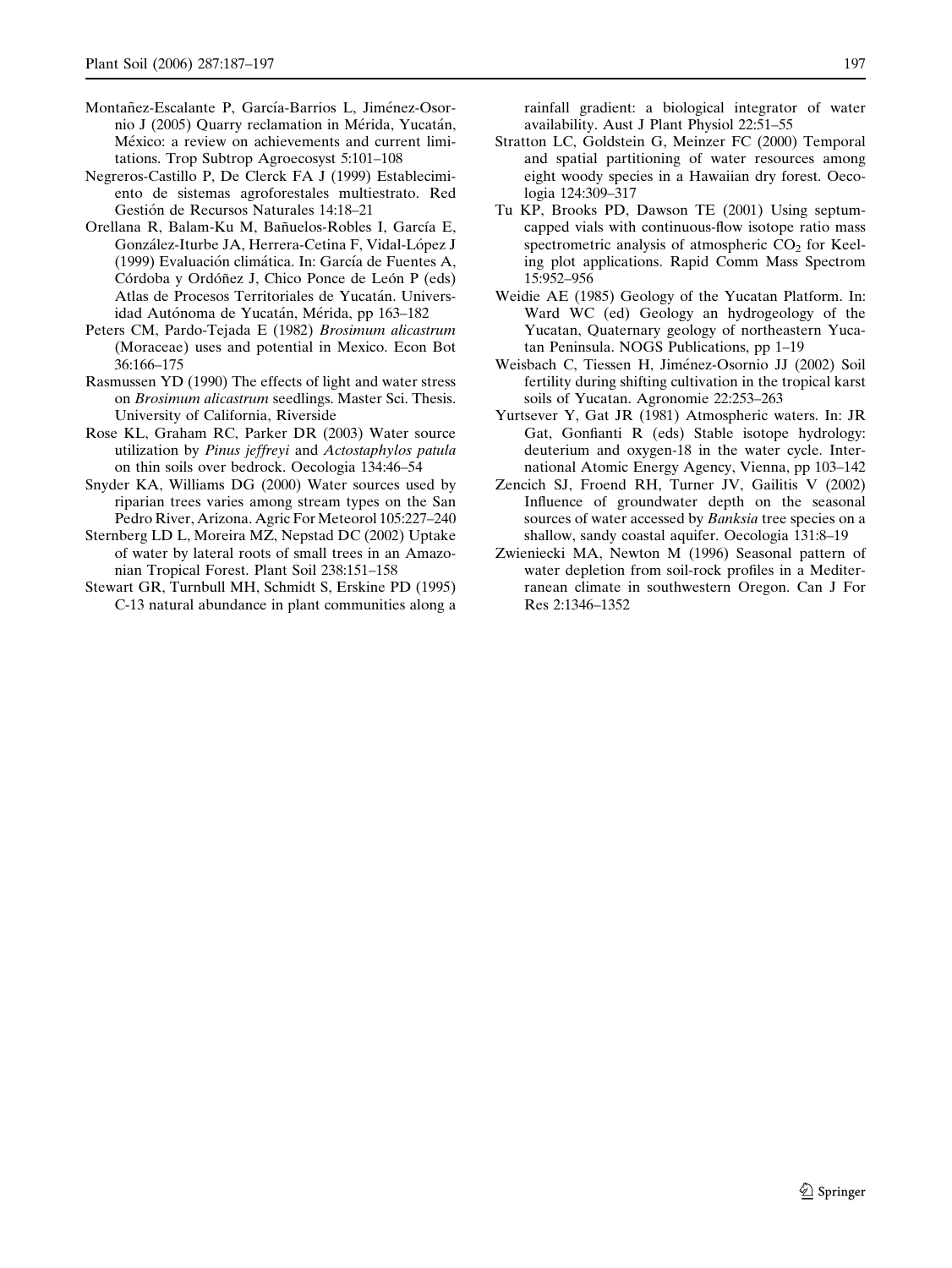Montañez-Escalante P, García-Barrios L, Jiménez-Osornio J (2005) Quarry reclamation in Mérida, Yucatán, México: a review on achievements and current limitations. Trop Subtrop Agroecosyst 5:101–108

Negreros-Castillo P, De Clerck FA J (1999) Establecimiento de sistemas agroforestales multiestrato. Red Gestión de Recursos Naturales 14:18–21

Orellana R, Balam-Ku M, Bañuelos-Robles I, García E, González-Iturbe JA, Herrera-Cetina F, Vidal-López J (1999) Evaluación climática. In: García de Fuentes A, Córdoba y Ordóñez J, Chico Ponce de León P (eds) Atlas de Procesos Territoriales de Yucatán. Universidad Autónoma de Yucatán, Mérida, pp 163–182

Peters CM, Pardo-Tejada E (1982) *Brosimum alicastrum* (Moraceae) uses and potential in Mexico. Econ Bot 36:166–175

Rasmussen YD (1990) The effects of light and water stress on *Brosimum alicastrum* seedlings. Master Sci. Thesis. University of California, Riverside

Rose KL, Graham RC, Parker DR (2003) Water source utilization by *Pinus jeffreyi* and *Actostaphylos patula* on thin soils over bedrock. Oecologia 134:46–54

Snyder KA, Williams DG (2000) Water sources used by riparian trees varies among stream types on the San Pedro River, Arizona. Agric For Meteorol 105:227–240

Sternberg LD L, Moreira MZ, Nepstad DC (2002) Uptake of water by lateral roots of small trees in an Amazonian Tropical Forest. Plant Soil 238:151–158

Stewart GR, Turnbull MH, Schmidt S, Erskine PD (1995) C-13 natural abundance in plant communities along a rainfall gradient: a biological integrator of water availability. Aust J Plant Physiol 22:51–55

Stratton LC, Goldstein G, Meinzer FC (2000) Temporal and spatial partitioning of water resources among eight woody species in a Hawaiian dry forest. Oecologia 124:309–317

Tu KP, Brooks PD, Dawson TE (2001) Using septum-capped vials with continuous-flow isotope ratio mass spectrometric analysis of atmospheric $CO_2$ for Keeling plot applications. Rapid Comm Mass Spectrom 15:952–956

Weidie AE (1985) Geology of the Yucatan Platform. In: Ward WC (ed) Geology an hydrogeology of the Yucatan, Quaternary geology of northeastern Yucatan Peninsula. NOGS Publications, pp 1–19

Weisbach C, Tiessen H, Jiménez-Osornio JJ (2002) Soil fertility during shifting cultivation in the tropical karst soils of Yucatan. Agronomie 22:253–263

Yurtsever Y, Gat JR (1981) Atmospheric waters. In: JR Gat, Gonfianti R (eds) Stable isotope hydrology: deuterium and oxygen-18 in the water cycle. International Atomic Energy Agency, Vienna, pp 103–142

Zencich SJ, Froend RH, Turner JV, Gailitis V (2002) Influence of groundwater depth on the seasonal sources of water accessed by *Banksia* tree species on a shallow, sandy coastal aquifer. Oecologia 131:8–19

Zwieniecki MA, Newton M (1996) Seasonal pattern of water depletion from soil-rock profiles in a Mediterranean climate in southwestern Oregon. Can J For Res 2:1346–1352